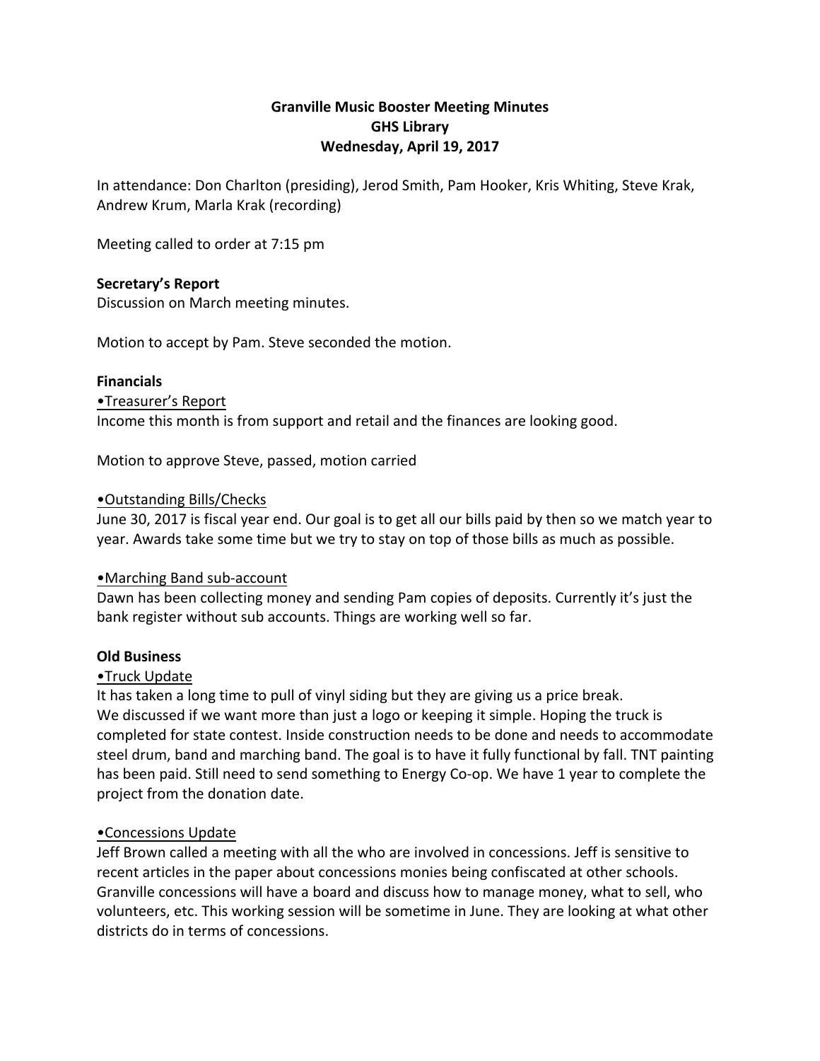# Granville Music Booster Meeting Minutes
## GHS Library
## Wednesday, April 19, 2017

In attendance: Don Charlton (presiding), Jerod Smith, Pam Hooker, Kris Whiting, Steve Krak, Andrew Krum, Marla Krak (recording)

Meeting called to order at 7:15 pm

**Secretary's Report**

Discussion on March meeting minutes.

Motion to accept by Pam. Steve seconded the motion.

**Financials**

<u>•Treasurer's Report</u>

Income this month is from support and retail and the finances are looking good.

Motion to approve Steve, passed, motion carried

<u>•Outstanding Bills/Checks</u>

June 30, 2017 is fiscal year end. Our goal is to get all our bills paid by then so we match year to year. Awards take some time but we try to stay on top of those bills as much as possible.

<u>•Marching Band sub-account</u>

Dawn has been collecting money and sending Pam copies of deposits. Currently it's just the bank register without sub accounts. Things are working well so far.

**Old Business**

<u>•Truck Update</u>

It has taken a long time to pull of vinyl siding but they are giving us a price break.
We discussed if we want more than just a logo or keeping it simple. Hoping the truck is completed for state contest. Inside construction needs to be done and needs to accommodate steel drum, band and marching band. The goal is to have it fully functional by fall. TNT painting has been paid. Still need to send something to Energy Co-op. We have 1 year to complete the project from the donation date.

<u>•Concessions Update</u>

Jeff Brown called a meeting with all the who are involved in concessions. Jeff is sensitive to recent articles in the paper about concessions monies being confiscated at other schools. Granville concessions will have a board and discuss how to manage money, what to sell, who volunteers, etc. This working session will be sometime in June. They are looking at what other districts do in terms of concessions.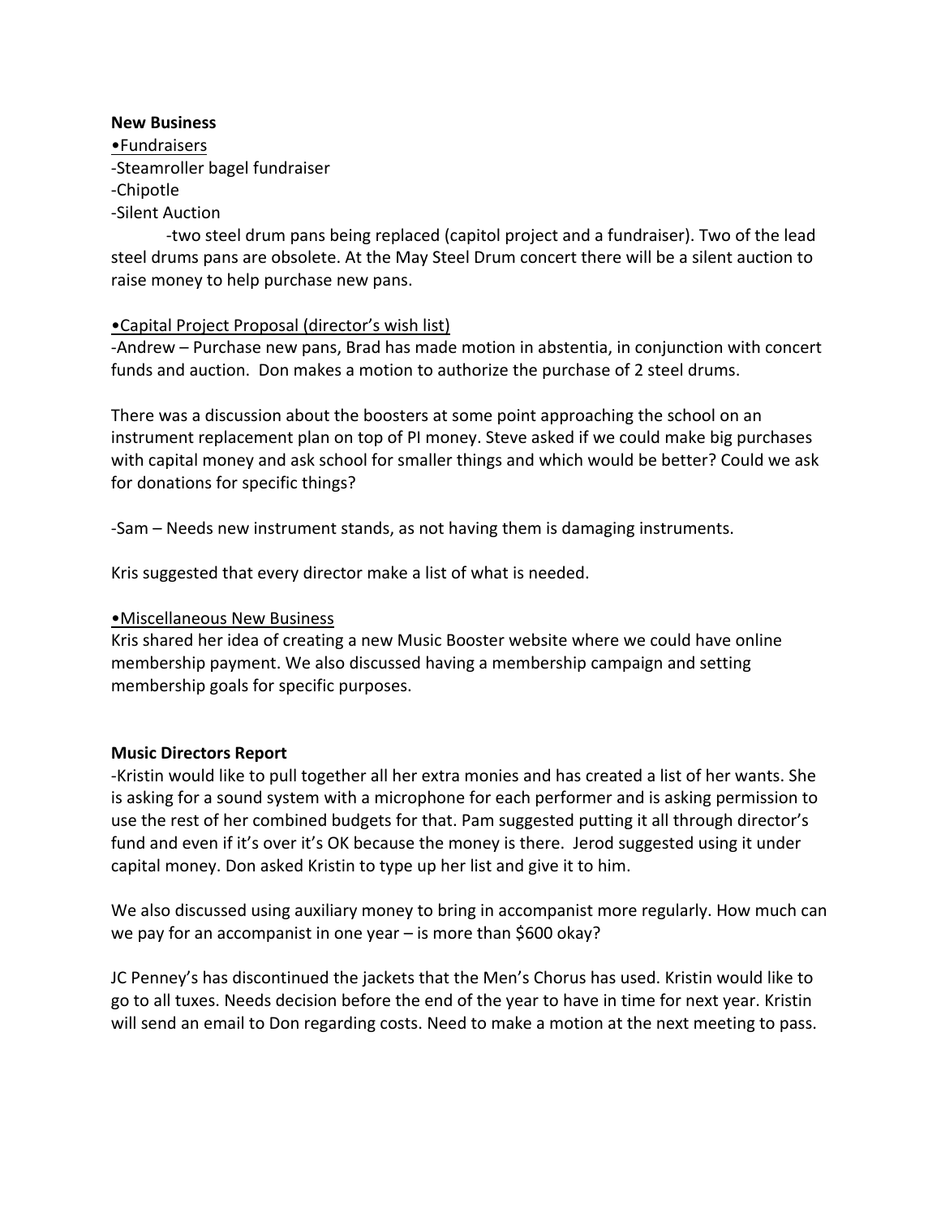**New Business**

•<u>Fundraisers</u>

-Steamroller bagel fundraiser

-Chipotle

-Silent Auction

-two steel drum pans being replaced (capitol project and a fundraiser). Two of the lead steel drums pans are obsolete. At the May Steel Drum concert there will be a silent auction to raise money to help purchase new pans.

•<u>Capital Project Proposal (director's wish list)</u>

-Andrew – Purchase new pans, Brad has made motion in abstentia, in conjunction with concert funds and auction. Don makes a motion to authorize the purchase of 2 steel drums.

There was a discussion about the boosters at some point approaching the school on an instrument replacement plan on top of PI money. Steve asked if we could make big purchases with capital money and ask school for smaller things and which would be better? Could we ask for donations for specific things?

-Sam – Needs new instrument stands, as not having them is damaging instruments.

Kris suggested that every director make a list of what is needed.

•<u>Miscellaneous New Business</u>

Kris shared her idea of creating a new Music Booster website where we could have online membership payment. We also discussed having a membership campaign and setting membership goals for specific purposes.

**Music Directors Report**

-Kristin would like to pull together all her extra monies and has created a list of her wants. She is asking for a sound system with a microphone for each performer and is asking permission to use the rest of her combined budgets for that. Pam suggested putting it all through director's fund and even if it's over it's OK because the money is there. Jerod suggested using it under capital money. Don asked Kristin to type up her list and give it to him.

We also discussed using auxiliary money to bring in accompanist more regularly. How much can we pay for an accompanist in one year – is more than $600 okay?

JC Penney's has discontinued the jackets that the Men's Chorus has used. Kristin would like to go to all tuxes. Needs decision before the end of the year to have in time for next year. Kristin will send an email to Don regarding costs. Need to make a motion at the next meeting to pass.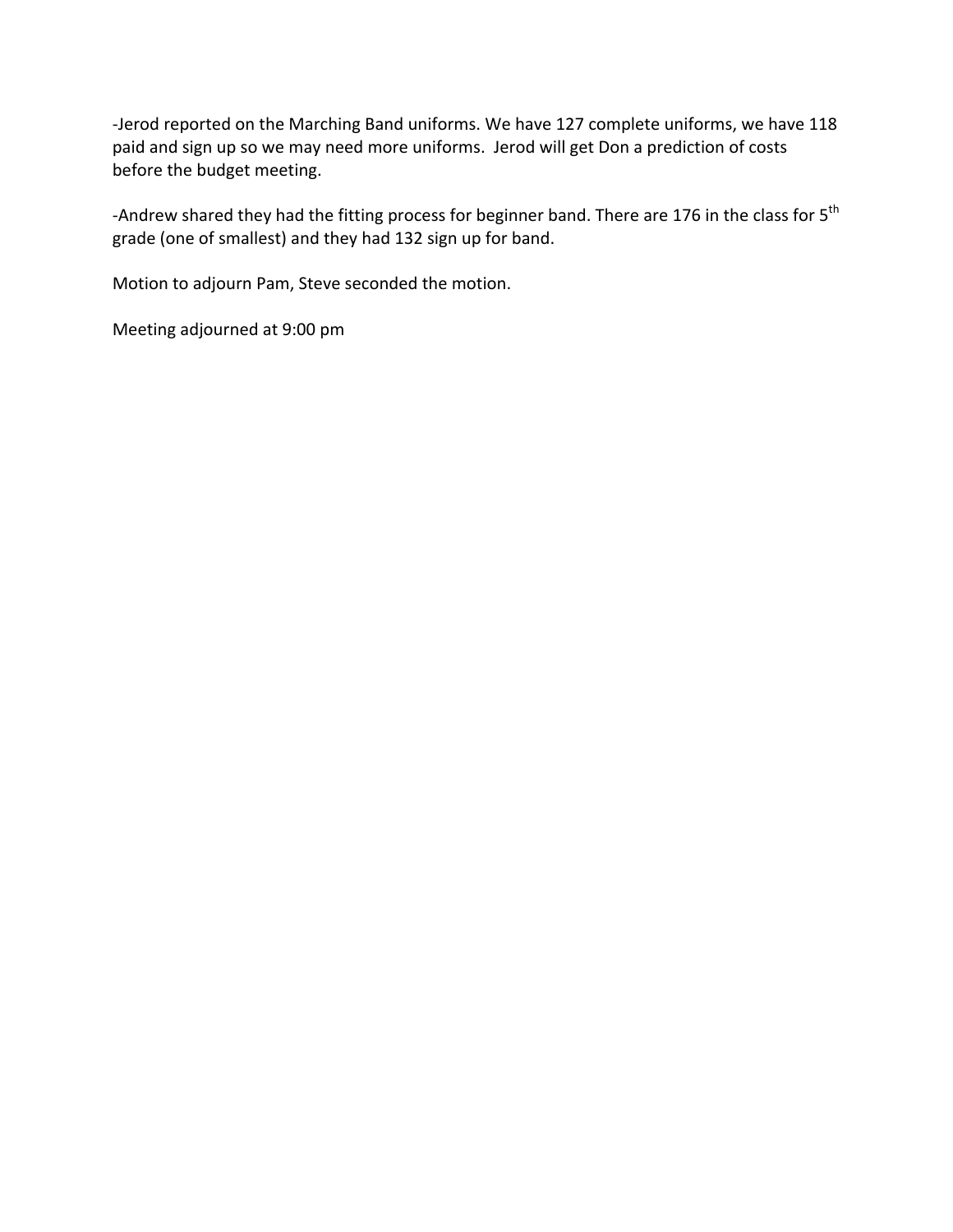-Jerod reported on the Marching Band uniforms. We have 127 complete uniforms, we have 118 paid and sign up so we may need more uniforms. Jerod will get Don a prediction of costs before the budget meeting.

-Andrew shared they had the fitting process for beginner band. There are 176 in the class for 5th grade (one of smallest) and they had 132 sign up for band.

Motion to adjourn Pam, Steve seconded the motion.

Meeting adjourned at 9:00 pm